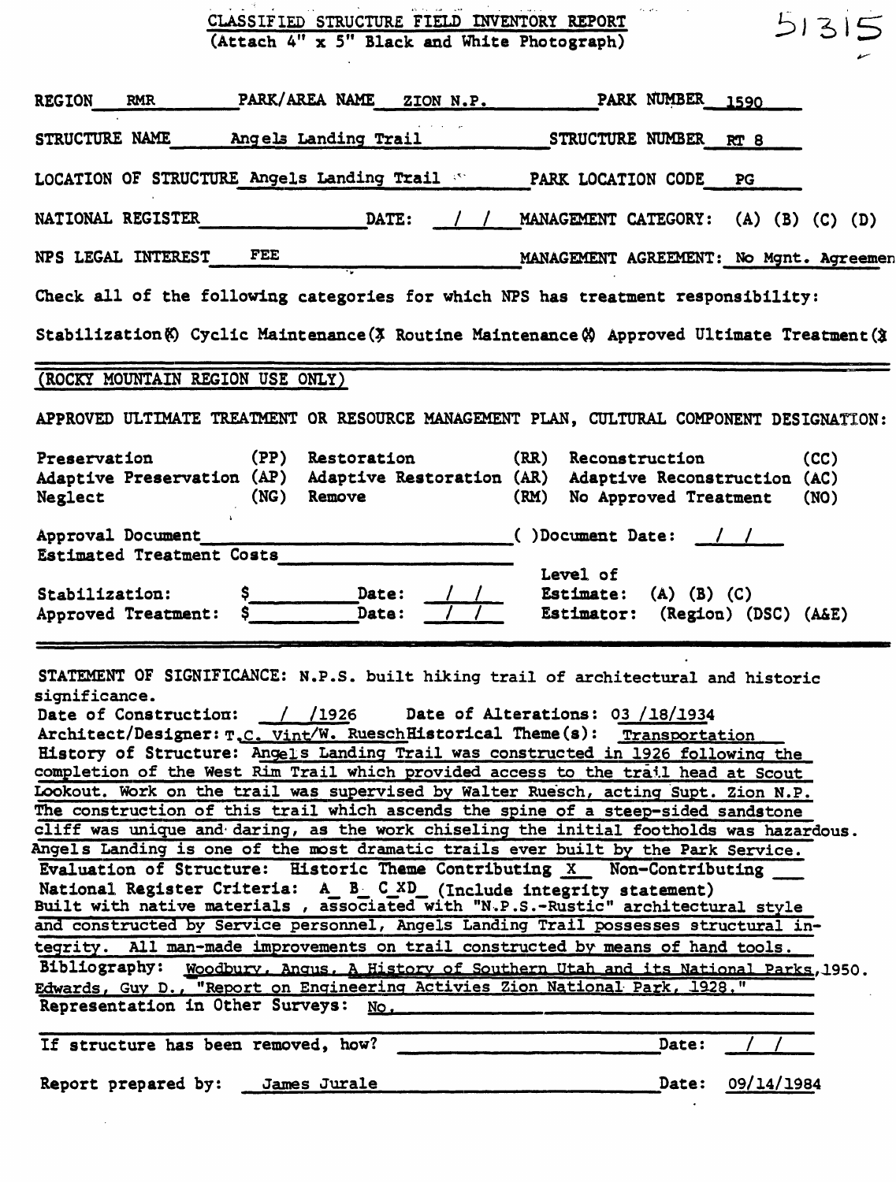# CLASSIFIED STRUCTURE FIELD INVENTORY REPORT
(Attach 4" x 5" Black and White Photograph)

51315

REGION RMR PARK/AREA NAME ZION N.P. PARK NUMBER 1590

STRUCTURE NAME Angels Landing Trail STRUCTURE NUMBER RT 8

LOCATION OF STRUCTURE Angels Landing Trail PARK LOCATION CODE PG

NATIONAL REGISTER ______ DATE: / / MANAGEMENT CATEGORY: (A) (B) (C) (D)

NPS LEGAL INTEREST FEE MANAGEMENT AGREEMENT: No Mgnt. Agreemen

Check all of the following categories for which NPS has treatment responsibility:

Stabilization(X) Cyclic Maintenance(X) Routine Maintenance(X) Approved Ultimate Treatment(X)

(ROCKY MOUNTAIN REGION USE ONLY)

APPROVED ULTIMATE TREATMENT OR RESOURCE MANAGEMENT PLAN, CULTURAL COMPONENT DESIGNATION:

| | | | | | |
|---|---|---|---|---|---|
| Preservation | (PP) | Restoration | (RR) | Reconstruction | (CC) |
| Adaptive Preservation | (AP) | Adaptive Restoration | (AR) | Adaptive Reconstruction | (AC) |
| Neglect | (NG) | Remove | (RM) | No Approved Treatment | (NO) |

Approval Document ______ ( )Document Date: / /

Estimated Treatment Costs ______

Stabilization: $______ Date: / / Level of Estimate: (A) (B) (C)

Approved Treatment: $______ Date: / / Estimator: (Region) (DSC) (A&E)

STATEMENT OF SIGNIFICANCE: N.P.S. built hiking trail of architectural and historic significance.

Date of Construction: / /1926 Date of Alterations: 03 /18/1934

Architect/Designer: T.C. Vint/W. Ruesch Historical Theme(s): Transportation

History of Structure: Angels Landing Trail was constructed in 1926 following the completion of the West Rim Trail which provided access to the trail head at Scout Lookout. Work on the trail was supervised by Walter Ruesch, acting Supt. Zion N.P. The construction of this trail which ascends the spine of a steep-sided sandstone cliff was unique and daring, as the work chiseling the initial footholds was hazardous. Angels Landing is one of the most dramatic trails ever built by the Park Service.

Evaluation of Structure: Historic Theme Contributing X Non-Contributing ___

National Register Criteria: A_ B_ C XD_ (Include integrity statement)

Built with native materials , associated with "N.P.S.-Rustic" architectural style and constructed by Service personnel, Angels Landing Trail possesses structural integrity. All man-made improvements on trail constructed by means of hand tools.

Bibliography: Woodbury, Angus, A History of Southern Utah and its National Parks, 1950. Edwards, Guy D., "Report on Engineering Activies Zion National Park, 1928."

Representation in Other Surveys: No.

If structure has been removed, how? ______ Date: / /

Report prepared by: James Jurale Date: 09/14/1984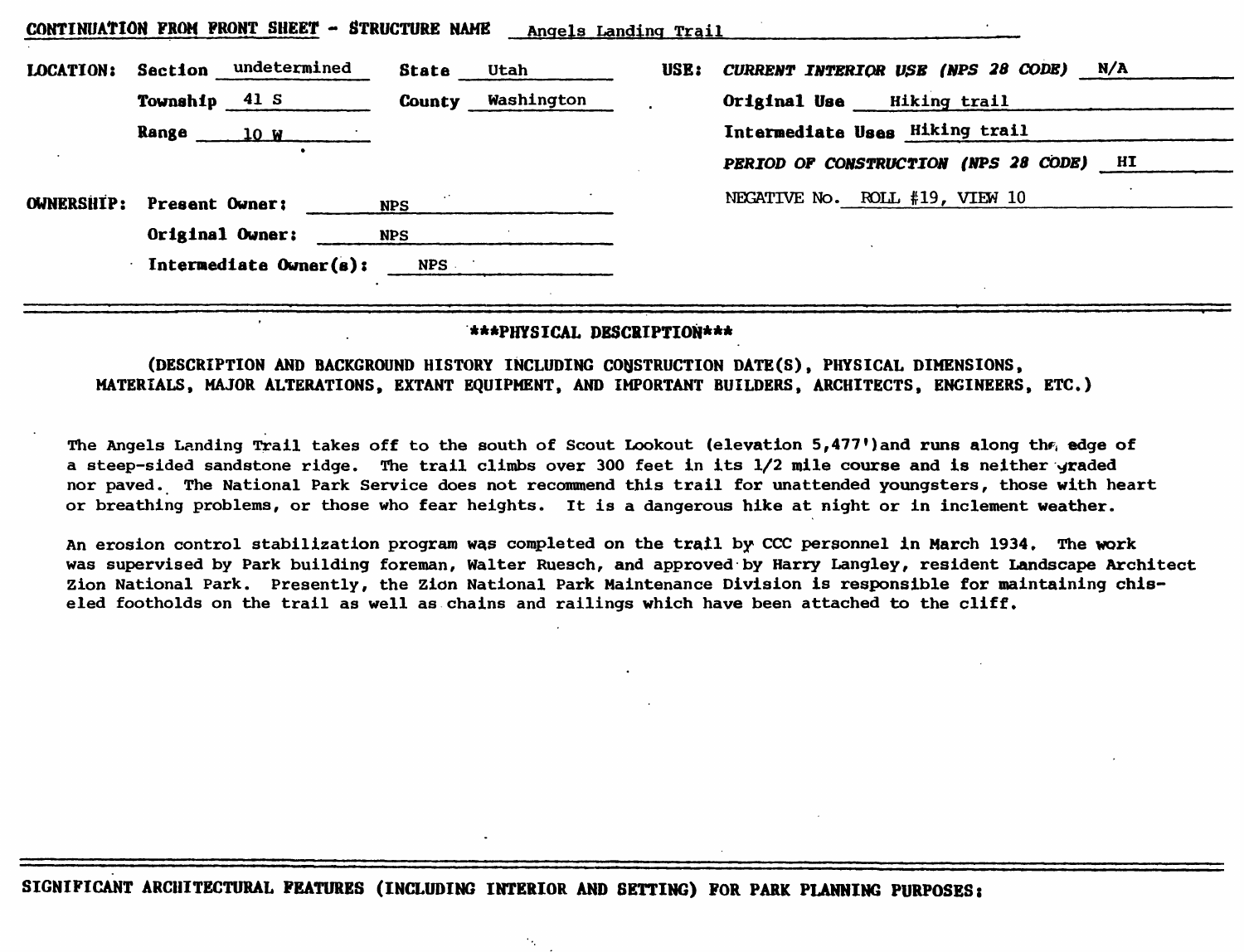**CONTINUATION FROM FRONT SHEET - STRUCTURE NAME** Angels Landing Trail

**LOCATION:** Section undetermined  State Utah
Township 41 S  County Washington
Range 10 W

**USE:** *CURRENT INTERIOR USE (NPS 28 CODE)* N/A
Original Use Hiking trail
Intermediate Uses Hiking trail
*PERIOD OF CONSTRUCTION (NPS 28 CODE)* HI
NEGATIVE No. ROLL #19, VIEW 10

**OWNERSHIP:** Present Owner: NPS
Original Owner: NPS
Intermediate Owner(s): NPS

## ***PHYSICAL DESCRIPTION***

(DESCRIPTION AND BACKGROUND HISTORY INCLUDING CONSTRUCTION DATE(S), PHYSICAL DIMENSIONS, MATERIALS, MAJOR ALTERATIONS, EXTANT EQUIPMENT, AND IMPORTANT BUILDERS, ARCHITECTS, ENGINEERS, ETC.)

The Angels Landing Trail takes off to the south of Scout Lookout (elevation 5,477')and runs along the edge of a steep-sided sandstone ridge. The trail climbs over 300 feet in its 1/2 mile course and is neither graded nor paved. The National Park Service does not recommend this trail for unattended youngsters, those with heart or breathing problems, or those who fear heights. It is a dangerous hike at night or in inclement weather.

An erosion control stabilization program was completed on the trail by CCC personnel in March 1934. The work was supervised by Park building foreman, Walter Ruesch, and approved by Harry Langley, resident Landscape Architect Zion National Park. Presently, the Zion National Park Maintenance Division is responsible for maintaining chiseled footholds on the trail as well as chains and railings which have been attached to the cliff.

**SIGNIFICANT ARCHITECTURAL FEATURES (INCLUDING INTERIOR AND SETTING) FOR PARK PLANNING PURPOSES:**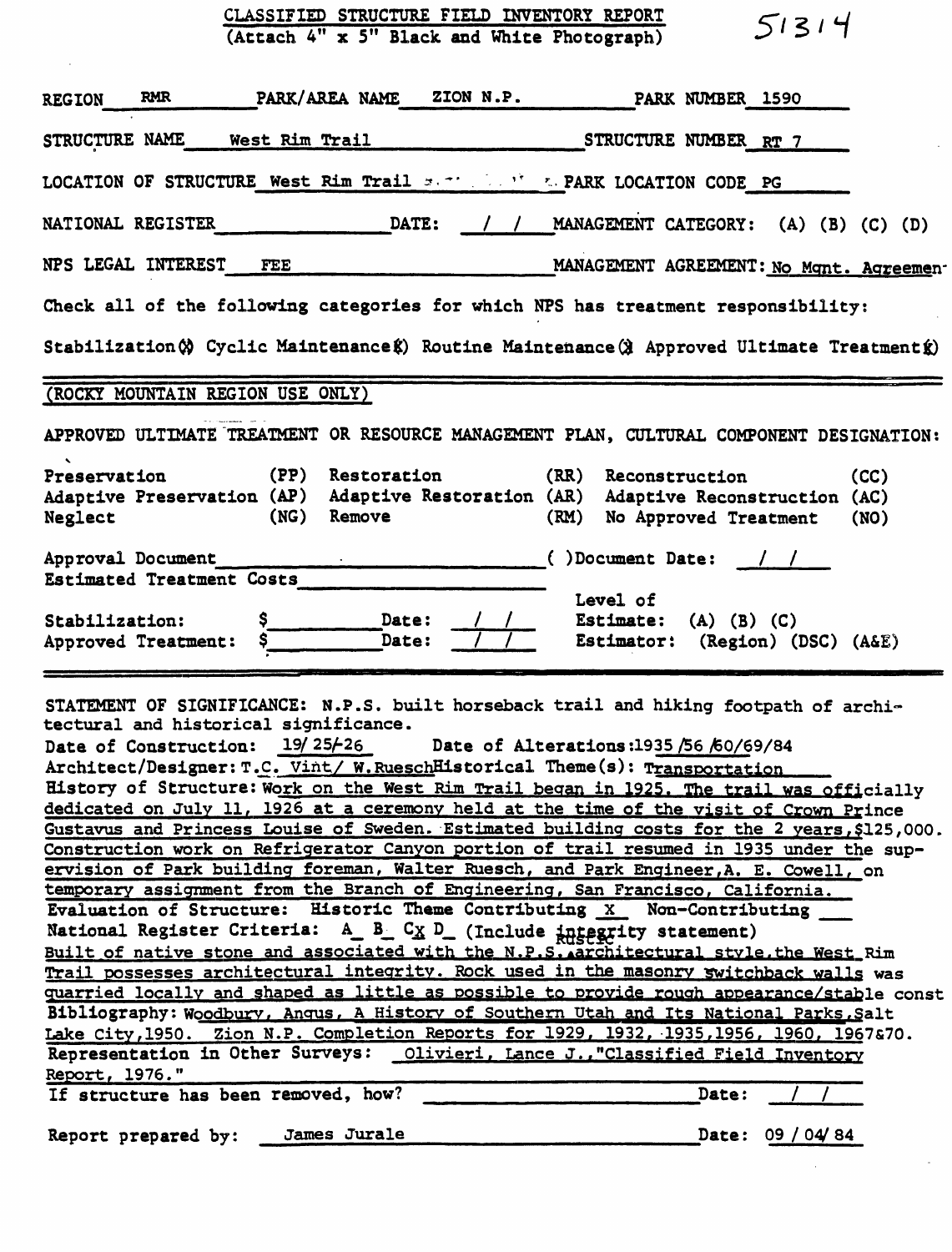# CLASSIFIED STRUCTURE FIELD INVENTORY REPORT
(Attach 4" x 5" Black and White Photograph)

51314

REGION RMR PARK/AREA NAME ZION N.P. PARK NUMBER 1590

STRUCTURE NAME West Rim Trail STRUCTURE NUMBER RT 7

LOCATION OF STRUCTURE West Rim Trail PARK LOCATION CODE PG

NATIONAL REGISTER ______ DATE: / / MANAGEMENT CATEGORY: (A) (B) (C) (D)

NPS LEGAL INTEREST FEE MANAGEMENT AGREEMENT: No Mgnt. Agreement

Check all of the following categories for which NPS has treatment responsibility:

Stabilization(X) Cyclic Maintenance(X) Routine Maintenance(X) Approved Ultimate Treatment(X)

---

(ROCKY MOUNTAIN REGION USE ONLY)

APPROVED ULTIMATE TREATMENT OR RESOURCE MANAGEMENT PLAN, CULTURAL COMPONENT DESIGNATION:

| | | | | | |
|---|---|---|---|---|---|
| Preservation | (PP) | Restoration | (RR) | Reconstruction | (CC) |
| Adaptive Preservation | (AP) | Adaptive Restoration | (AR) | Adaptive Reconstruction | (AC) |
| Neglect | (NG) | Remove | (RM) | No Approved Treatment | (NO) |

Approval Document ______ ( )Document Date: / /

Estimated Treatment Costs ______

Stabilization: $______ Date: / / Level of Estimate: (A) (B) (C)

Approved Treatment: $______ Date: / / Estimator: (Region) (DSC) (A&E)

---

STATEMENT OF SIGNIFICANCE: N.P.S. built horseback trail and hiking footpath of architectural and historical significance.

Date of Construction: 19/25-26 Date of Alterations: 1935/56/60/69/84

Architect/Designer: T.C. Vint/ W.Ruesch Historical Theme(s): Transportation

History of Structure: Work on the West Rim Trail began in 1925. The trail was officially dedicated on July 11, 1926 at a ceremony held at the time of the visit of Crown Prince Gustavus and Princess Louise of Sweden. Estimated building costs for the 2 years, $125,000. Construction work on Refrigerator Canyon portion of trail resumed in 1935 under the supervision of Park building foreman, Walter Ruesch, and Park Engineer, A. E. Cowell, on temporary assignment from the Branch of Engineering, San Francisco, California.

Evaluation of Structure: Historic Theme Contributing X Non-Contributing ___

National Register Criteria: A_ B_ CX D_ (Include integrity statement)

Built of native stone and associated with the N.P.S. rustic architectural style, the West Rim Trail possesses architectural integrity. Rock used in the masonry switchback walls was quarried locally and shaped as little as possible to provide rough appearance/stable const

Bibliography: Woodbury, Angus, A History of Southern Utah and Its National Parks, Salt Lake City, 1950. Zion N.P. Completion Reports for 1929, 1932, 1935, 1956, 1960, 1967&70.

Representation in Other Surveys: Olivieri, Lance J., "Classified Field Inventory Report, 1976."

If structure has been removed, how? ______ Date: / /

Report prepared by: James Jurale Date: 09/04/84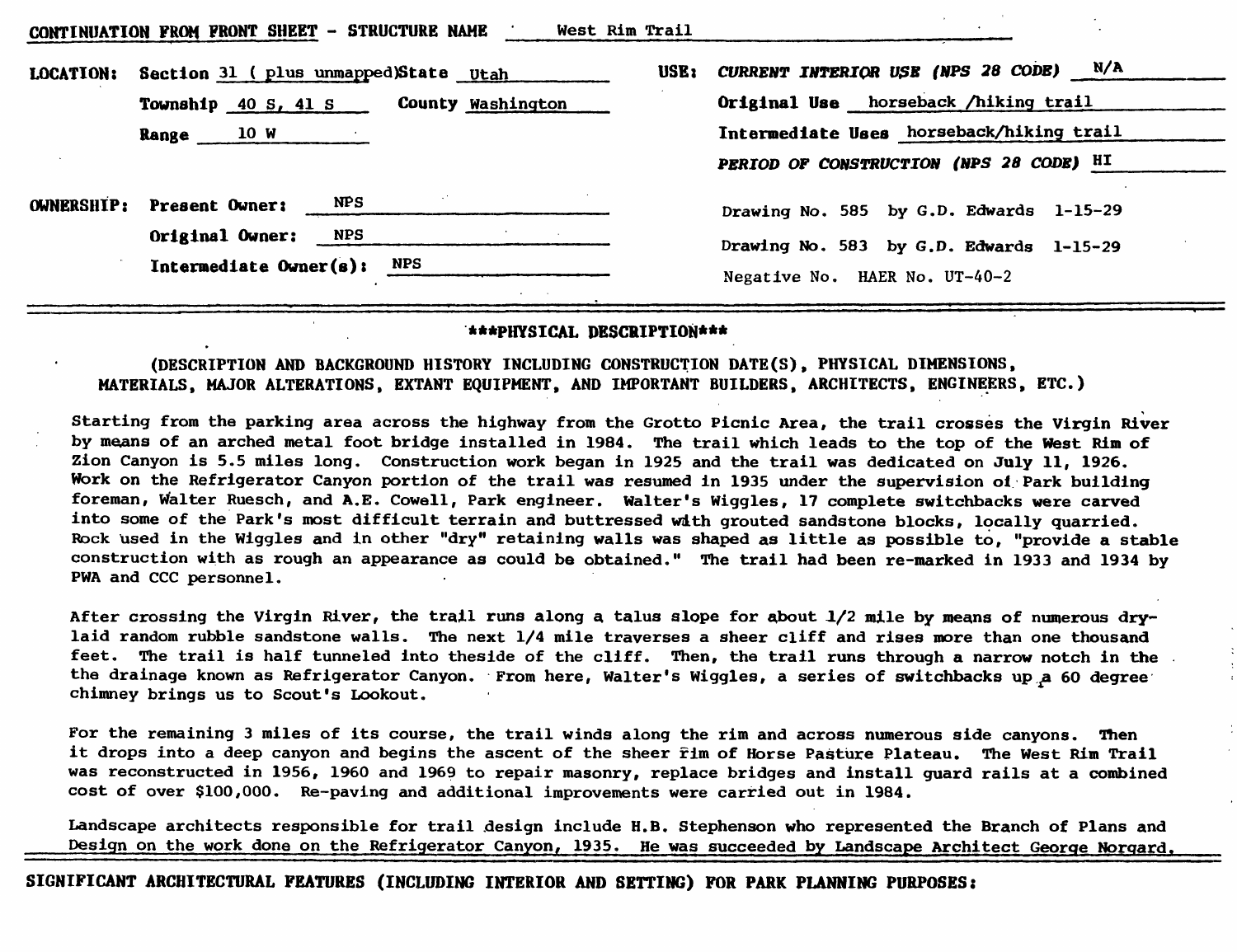CONTINUATION FROM FRONT SHEET - STRUCTURE NAME West Rim Trail

**LOCATION:** Section 31 ( plus unmapped) State Utah
Township 40 S, 41 S County Washington
Range 10 W

**USE:** *CURRENT INTERIOR USE (NPS 28 CODE)* N/A
Original Use horseback /hiking trail
Intermediate Uses horseback/hiking trail
*PERIOD OF CONSTRUCTION (NPS 28 CODE)* HI

**OWNERSHIP:** Present Owner: NPS
Original Owner: NPS
Intermediate Owner(s): NPS

Drawing No. 585 by G.D. Edwards 1-15-29
Drawing No. 583 by G.D. Edwards 1-15-29
Negative No. HAER No. UT-40-2

## \*\*\*PHYSICAL DESCRIPTION\*\*\*

(DESCRIPTION AND BACKGROUND HISTORY INCLUDING CONSTRUCTION DATE(S), PHYSICAL DIMENSIONS, MATERIALS, MAJOR ALTERATIONS, EXTANT EQUIPMENT, AND IMPORTANT BUILDERS, ARCHITECTS, ENGINEERS, ETC.)

Starting from the parking area across the highway from the Grotto Picnic Area, the trail crosses the Virgin River by means of an arched metal foot bridge installed in 1984. The trail which leads to the top of the West Rim of Zion Canyon is 5.5 miles long. Construction work began in 1925 and the trail was dedicated on July 11, 1926. Work on the Refrigerator Canyon portion of the trail was resumed in 1935 under the supervision of Park building foreman, Walter Ruesch, and A.E. Cowell, Park engineer. Walter's Wiggles, 17 complete switchbacks were carved into some of the Park's most difficult terrain and buttressed with grouted sandstone blocks, locally quarried. Rock used in the Wiggles and in other "dry" retaining walls was shaped as little as possible to, "provide a stable construction with as rough an appearance as could be obtained." The trail had been re-marked in 1933 and 1934 by PWA and CCC personnel.

After crossing the Virgin River, the trail runs along a talus slope for about 1/2 mile by means of numerous dry-laid random rubble sandstone walls. The next 1/4 mile traverses a sheer cliff and rises more than one thousand feet. The trail is half tunneled into theside of the cliff. Then, the trail runs through a narrow notch in the the drainage known as Refrigerator Canyon. From here, Walter's Wiggles, a series of switchbacks up a 60 degree chimney brings us to Scout's Lookout.

For the remaining 3 miles of its course, the trail winds along the rim and across numerous side canyons. Then it drops into a deep canyon and begins the ascent of the sheer rim of Horse Pasture Plateau. The West Rim Trail was reconstructed in 1956, 1960 and 1969 to repair masonry, replace bridges and install guard rails at a combined cost of over $100,000. Re-paving and additional improvements were carried out in 1984.

Landscape architects responsible for trail design include H.B. Stephenson who represented the Branch of Plans and Design on the work done on the Refrigerator Canyon, 1935. He was succeeded by Landscape Architect George Norgard.

SIGNIFICANT ARCHITECTURAL FEATURES (INCLUDING INTERIOR AND SETTING) FOR PARK PLANNING PURPOSES: